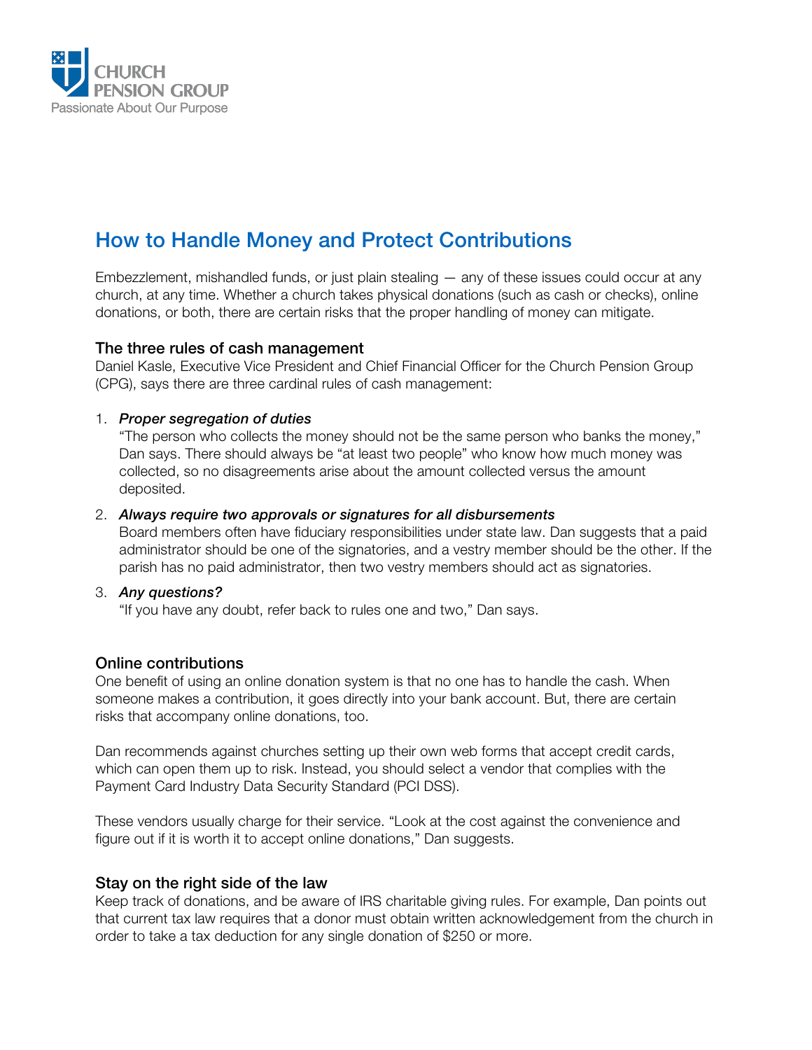CHURCH PENSION GROUP
Passionate About Our Purpose

# How to Handle Money and Protect Contributions

Embezzlement, mishandled funds, or just plain stealing — any of these issues could occur at any church, at any time. Whether a church takes physical donations (such as cash or checks), online donations, or both, there are certain risks that the proper handling of money can mitigate.

## The three rules of cash management

Daniel Kasle, Executive Vice President and Chief Financial Officer for the Church Pension Group (CPG), says there are three cardinal rules of cash management:

1. ***Proper segregation of duties***
   "The person who collects the money should not be the same person who banks the money," Dan says. There should always be "at least two people" who know how much money was collected, so no disagreements arise about the amount collected versus the amount deposited.

2. ***Always require two approvals or signatures for all disbursements***
   Board members often have fiduciary responsibilities under state law. Dan suggests that a paid administrator should be one of the signatories, and a vestry member should be the other. If the parish has no paid administrator, then two vestry members should act as signatories.

3. ***Any questions?***
   "If you have any doubt, refer back to rules one and two," Dan says.

## Online contributions

One benefit of using an online donation system is that no one has to handle the cash. When someone makes a contribution, it goes directly into your bank account. But, there are certain risks that accompany online donations, too.

Dan recommends against churches setting up their own web forms that accept credit cards, which can open them up to risk. Instead, you should select a vendor that complies with the Payment Card Industry Data Security Standard (PCI DSS).

These vendors usually charge for their service. "Look at the cost against the convenience and figure out if it is worth it to accept online donations," Dan suggests.

## Stay on the right side of the law

Keep track of donations, and be aware of IRS charitable giving rules. For example, Dan points out that current tax law requires that a donor must obtain written acknowledgement from the church in order to take a tax deduction for any single donation of $250 or more.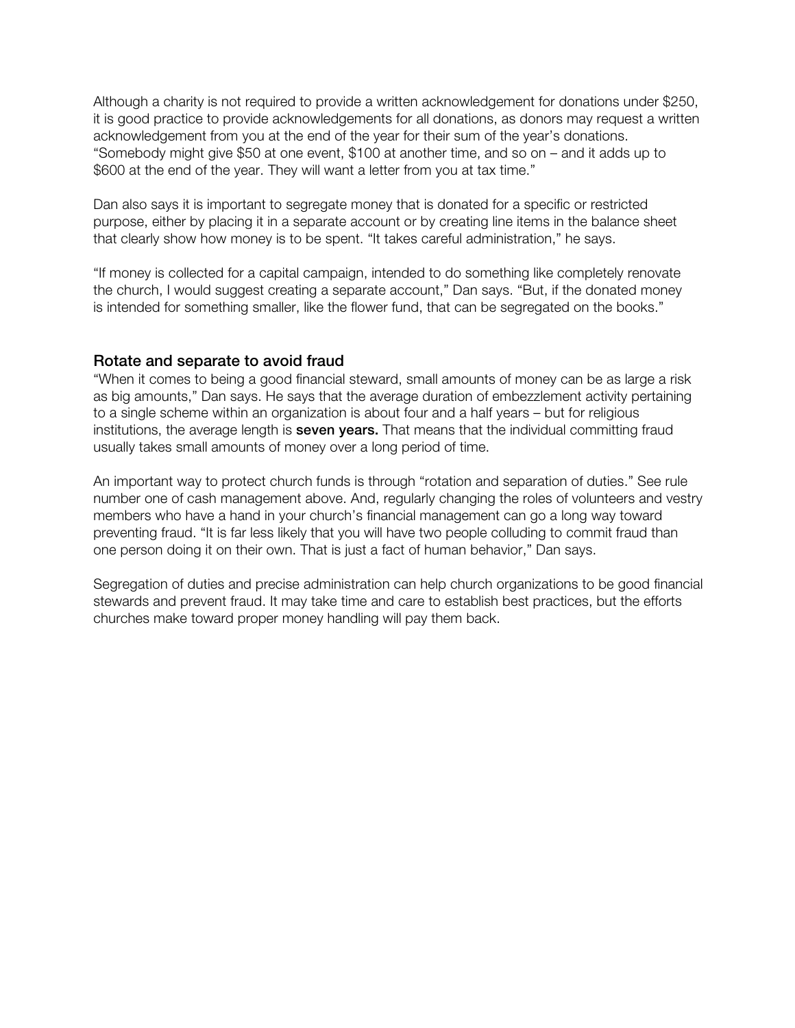Although a charity is not required to provide a written acknowledgement for donations under $250, it is good practice to provide acknowledgements for all donations, as donors may request a written acknowledgement from you at the end of the year for their sum of the year's donations. "Somebody might give $50 at one event, $100 at another time, and so on – and it adds up to $600 at the end of the year. They will want a letter from you at tax time."

Dan also says it is important to segregate money that is donated for a specific or restricted purpose, either by placing it in a separate account or by creating line items in the balance sheet that clearly show how money is to be spent. "It takes careful administration," he says.

"If money is collected for a capital campaign, intended to do something like completely renovate the church, I would suggest creating a separate account," Dan says. "But, if the donated money is intended for something smaller, like the flower fund, that can be segregated on the books."

### Rotate and separate to avoid fraud

"When it comes to being a good financial steward, small amounts of money can be as large a risk as big amounts," Dan says. He says that the average duration of embezzlement activity pertaining to a single scheme within an organization is about four and a half years – but for religious institutions, the average length is **seven years.** That means that the individual committing fraud usually takes small amounts of money over a long period of time.

An important way to protect church funds is through "rotation and separation of duties." See rule number one of cash management above. And, regularly changing the roles of volunteers and vestry members who have a hand in your church's financial management can go a long way toward preventing fraud. "It is far less likely that you will have two people colluding to commit fraud than one person doing it on their own. That is just a fact of human behavior," Dan says.

Segregation of duties and precise administration can help church organizations to be good financial stewards and prevent fraud. It may take time and care to establish best practices, but the efforts churches make toward proper money handling will pay them back.